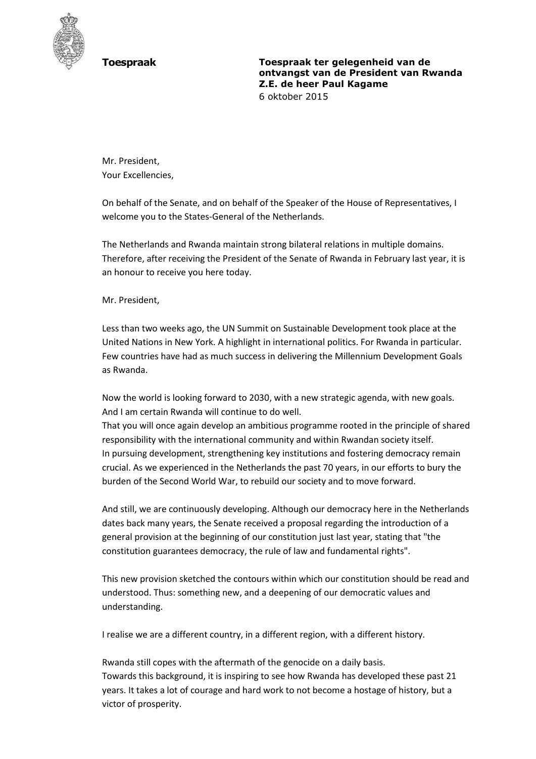**Toespraak**

**Toespraak ter gelegenheid van de ontvangst van de President van Rwanda Z.E. de heer Paul Kagame**
6 oktober 2015

Mr. President,
Your Excellencies,

On behalf of the Senate, and on behalf of the Speaker of the House of Representatives, I welcome you to the States-General of the Netherlands.

The Netherlands and Rwanda maintain strong bilateral relations in multiple domains. Therefore, after receiving the President of the Senate of Rwanda in February last year, it is an honour to receive you here today.

Mr. President,

Less than two weeks ago, the UN Summit on Sustainable Development took place at the United Nations in New York. A highlight in international politics. For Rwanda in particular. Few countries have had as much success in delivering the Millennium Development Goals as Rwanda.

Now the world is looking forward to 2030, with a new strategic agenda, with new goals. And I am certain Rwanda will continue to do well.
That you will once again develop an ambitious programme rooted in the principle of shared responsibility with the international community and within Rwandan society itself.
In pursuing development, strengthening key institutions and fostering democracy remain crucial. As we experienced in the Netherlands the past 70 years, in our efforts to bury the burden of the Second World War, to rebuild our society and to move forward.

And still, we are continuously developing. Although our democracy here in the Netherlands dates back many years, the Senate received a proposal regarding the introduction of a general provision at the beginning of our constitution just last year, stating that "the constitution guarantees democracy, the rule of law and fundamental rights".

This new provision sketched the contours within which our constitution should be read and understood. Thus: something new, and a deepening of our democratic values and understanding.

I realise we are a different country, in a different region, with a different history.

Rwanda still copes with the aftermath of the genocide on a daily basis.
Towards this background, it is inspiring to see how Rwanda has developed these past 21 years. It takes a lot of courage and hard work to not become a hostage of history, but a victor of prosperity.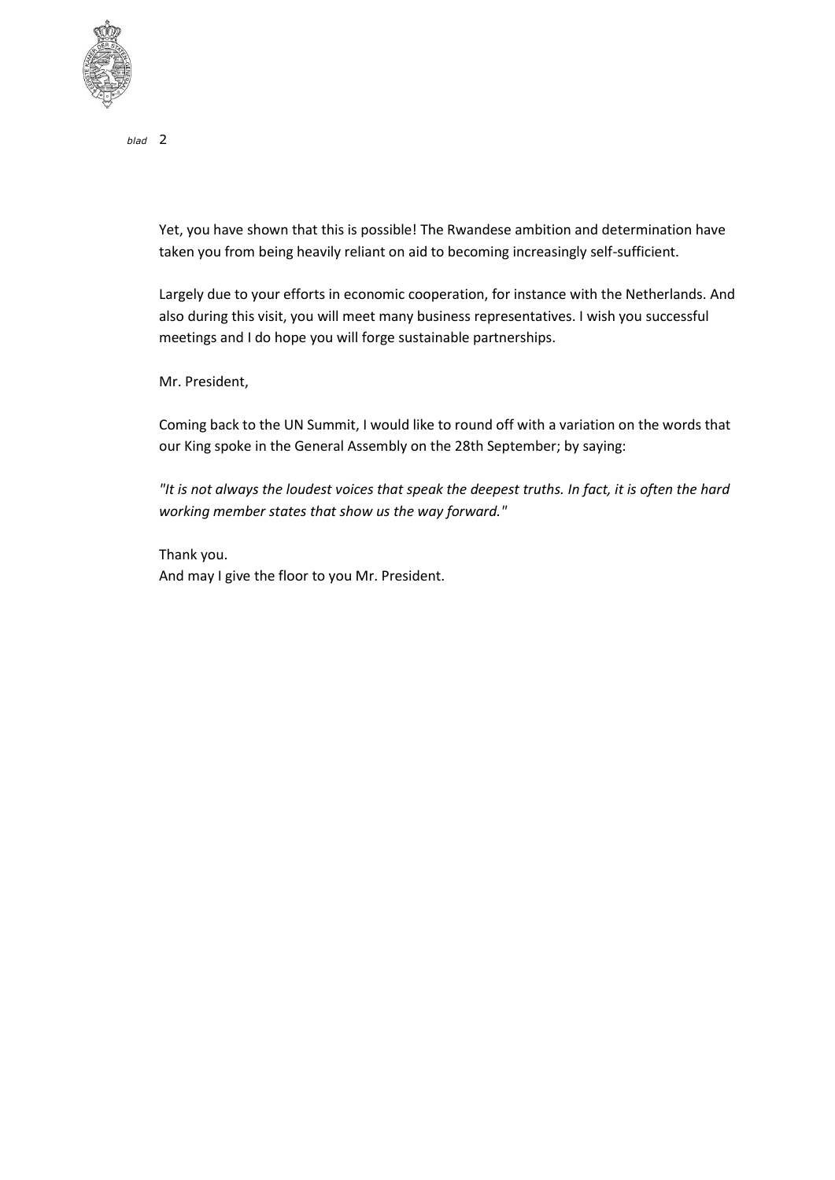Yet, you have shown that this is possible! The Rwandese ambition and determination have taken you from being heavily reliant on aid to becoming increasingly self-sufficient.

Largely due to your efforts in economic cooperation, for instance with the Netherlands. And also during this visit, you will meet many business representatives. I wish you successful meetings and I do hope you will forge sustainable partnerships.

Mr. President,

Coming back to the UN Summit, I would like to round off with a variation on the words that our King spoke in the General Assembly on the 28th September; by saying:

*"It is not always the loudest voices that speak the deepest truths. In fact, it is often the hard working member states that show us the way forward."*

Thank you.
And may I give the floor to you Mr. President.